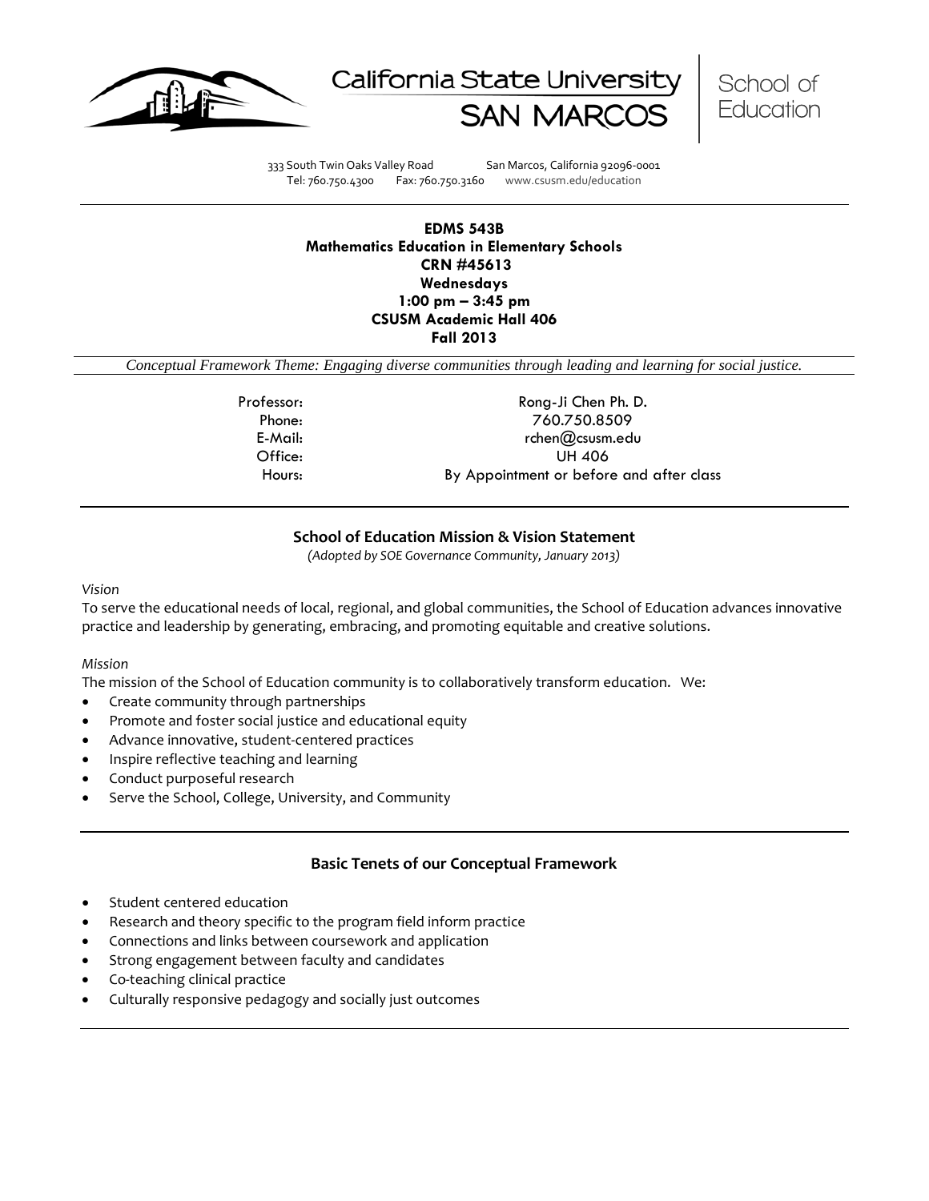California State University SAN MARCOS | School of Education

333 South Twin Oaks Valley Road San Marcos, California 92096-0001
Tel: 760.750.4300 Fax: 760.750.3160 www.csusm.edu/education

---

**EDMS 543B**
**Mathematics Education in Elementary Schools**
**CRN #45613**
**Wednesdays**
**1:00 pm – 3:45 pm**
**CSUSM Academic Hall 406**
**Fall 2013**

*Conceptual Framework Theme: Engaging diverse communities through leading and learning for social justice.*

| | |
|---|---|
| Professor: | Rong-Ji Chen Ph. D. |
| Phone: | 760.750.8509 |
| E-Mail: | rchen@csusm.edu |
| Office: | UH 406 |
| Hours: | By Appointment or before and after class |

---

## School of Education Mission & Vision Statement

*(Adopted by SOE Governance Community, January 2013)*

*Vision*
To serve the educational needs of local, regional, and global communities, the School of Education advances innovative practice and leadership by generating, embracing, and promoting equitable and creative solutions.

*Mission*
The mission of the School of Education community is to collaboratively transform education. We:

- Create community through partnerships
- Promote and foster social justice and educational equity
- Advance innovative, student-centered practices
- Inspire reflective teaching and learning
- Conduct purposeful research
- Serve the School, College, University, and Community

---

## Basic Tenets of our Conceptual Framework

- Student centered education
- Research and theory specific to the program field inform practice
- Connections and links between coursework and application
- Strong engagement between faculty and candidates
- Co-teaching clinical practice
- Culturally responsive pedagogy and socially just outcomes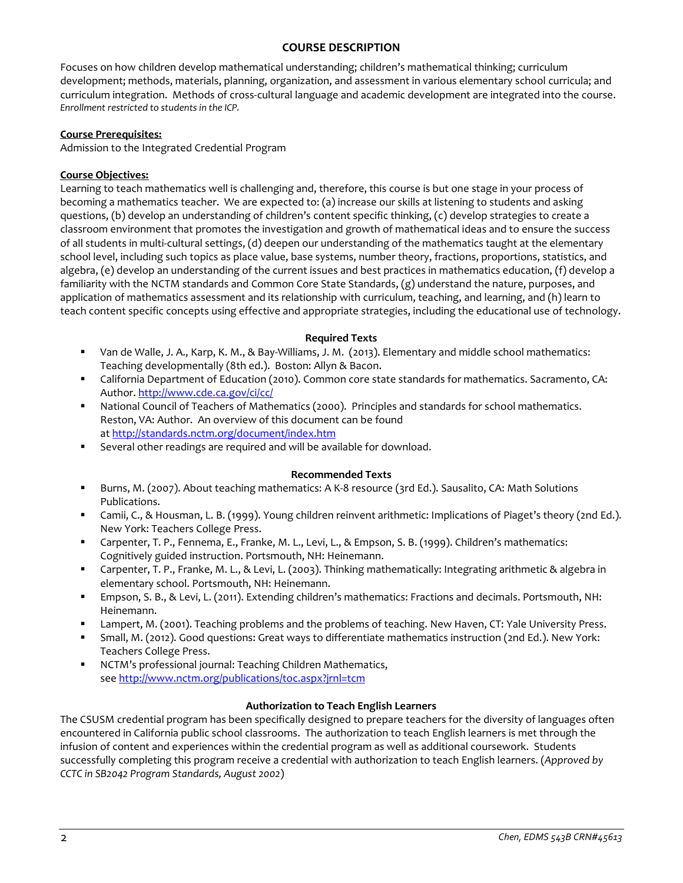## COURSE DESCRIPTION

Focuses on how children develop mathematical understanding; children's mathematical thinking; curriculum development; methods, materials, planning, organization, and assessment in various elementary school curricula; and curriculum integration. Methods of cross-cultural language and academic development are integrated into the course. *Enrollment restricted to students in the ICP.*

**Course Prerequisites:**
Admission to the Integrated Credential Program

**Course Objectives:**
Learning to teach mathematics well is challenging and, therefore, this course is but one stage in your process of becoming a mathematics teacher. We are expected to: (a) increase our skills at listening to students and asking questions, (b) develop an understanding of children's content specific thinking, (c) develop strategies to create a classroom environment that promotes the investigation and growth of mathematical ideas and to ensure the success of all students in multi-cultural settings, (d) deepen our understanding of the mathematics taught at the elementary school level, including such topics as place value, base systems, number theory, fractions, proportions, statistics, and algebra, (e) develop an understanding of the current issues and best practices in mathematics education, (f) develop a familiarity with the NCTM standards and Common Core State Standards, (g) understand the nature, purposes, and application of mathematics assessment and its relationship with curriculum, teaching, and learning, and (h) learn to teach content specific concepts using effective and appropriate strategies, including the educational use of technology.

### Required Texts

- Van de Walle, J. A., Karp, K. M., & Bay-Williams, J. M. (2013). Elementary and middle school mathematics: Teaching developmentally (8th ed.). Boston: Allyn & Bacon.
- California Department of Education (2010). Common core state standards for mathematics. Sacramento, CA: Author. http://www.cde.ca.gov/ci/cc/
- National Council of Teachers of Mathematics (2000). Principles and standards for school mathematics. Reston, VA: Author. An overview of this document can be found at http://standards.nctm.org/document/index.htm
- Several other readings are required and will be available for download.

### Recommended Texts

- Burns, M. (2007). About teaching mathematics: A K-8 resource (3rd Ed.). Sausalito, CA: Math Solutions Publications.
- Camii, C., & Housman, L. B. (1999). Young children reinvent arithmetic: Implications of Piaget's theory (2nd Ed.). New York: Teachers College Press.
- Carpenter, T. P., Fennema, E., Franke, M. L., Levi, L., & Empson, S. B. (1999). Children's mathematics: Cognitively guided instruction. Portsmouth, NH: Heinemann.
- Carpenter, T. P., Franke, M. L., & Levi, L. (2003). Thinking mathematically: Integrating arithmetic & algebra in elementary school. Portsmouth, NH: Heinemann.
- Empson, S. B., & Levi, L. (2011). Extending children's mathematics: Fractions and decimals. Portsmouth, NH: Heinemann.
- Lampert, M. (2001). Teaching problems and the problems of teaching. New Haven, CT: Yale University Press.
- Small, M. (2012). Good questions: Great ways to differentiate mathematics instruction (2nd Ed.). New York: Teachers College Press.
- NCTM's professional journal: Teaching Children Mathematics, see http://www.nctm.org/publications/toc.aspx?jrnl=tcm

### Authorization to Teach English Learners

The CSUSM credential program has been specifically designed to prepare teachers for the diversity of languages often encountered in California public school classrooms. The authorization to teach English learners is met through the infusion of content and experiences within the credential program as well as additional coursework. Students successfully completing this program receive a credential with authorization to teach English learners. (*Approved by CCTC in SB2042 Program Standards, August 2002*)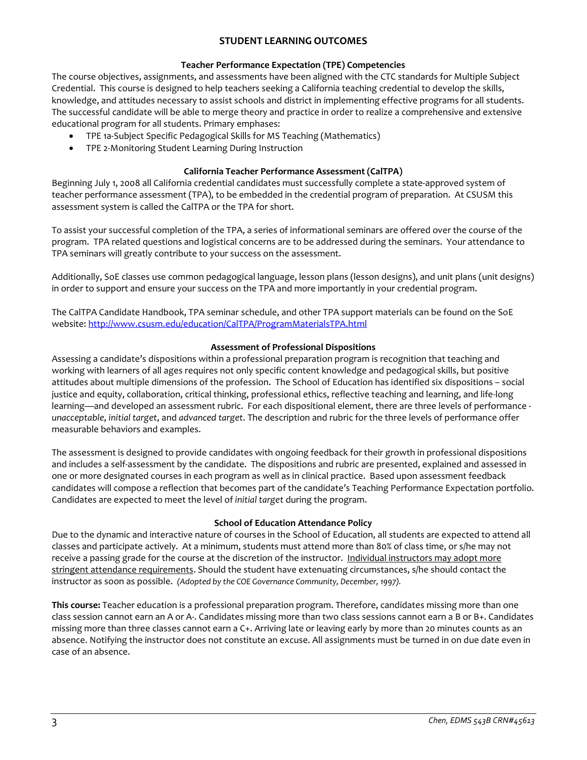## STUDENT LEARNING OUTCOMES

### Teacher Performance Expectation (TPE) Competencies

The course objectives, assignments, and assessments have been aligned with the CTC standards for Multiple Subject Credential. This course is designed to help teachers seeking a California teaching credential to develop the skills, knowledge, and attitudes necessary to assist schools and district in implementing effective programs for all students. The successful candidate will be able to merge theory and practice in order to realize a comprehensive and extensive educational program for all students. Primary emphases:

- TPE 1a-Subject Specific Pedagogical Skills for MS Teaching (Mathematics)
- TPE 2-Monitoring Student Learning During Instruction

### California Teacher Performance Assessment (CalTPA)

Beginning July 1, 2008 all California credential candidates must successfully complete a state-approved system of teacher performance assessment (TPA), to be embedded in the credential program of preparation. At CSUSM this assessment system is called the CalTPA or the TPA for short.

To assist your successful completion of the TPA, a series of informational seminars are offered over the course of the program. TPA related questions and logistical concerns are to be addressed during the seminars. Your attendance to TPA seminars will greatly contribute to your success on the assessment.

Additionally, SoE classes use common pedagogical language, lesson plans (lesson designs), and unit plans (unit designs) in order to support and ensure your success on the TPA and more importantly in your credential program.

The CalTPA Candidate Handbook, TPA seminar schedule, and other TPA support materials can be found on the SoE website: http://www.csusm.edu/education/CalTPA/ProgramMaterialsTPA.html

### Assessment of Professional Dispositions

Assessing a candidate's dispositions within a professional preparation program is recognition that teaching and working with learners of all ages requires not only specific content knowledge and pedagogical skills, but positive attitudes about multiple dimensions of the profession. The School of Education has identified six dispositions – social justice and equity, collaboration, critical thinking, professional ethics, reflective teaching and learning, and life-long learning—and developed an assessment rubric. For each dispositional element, there are three levels of performance - *unacceptable*, *initial target*, and *advanced target*. The description and rubric for the three levels of performance offer measurable behaviors and examples.

The assessment is designed to provide candidates with ongoing feedback for their growth in professional dispositions and includes a self-assessment by the candidate. The dispositions and rubric are presented, explained and assessed in one or more designated courses in each program as well as in clinical practice. Based upon assessment feedback candidates will compose a reflection that becomes part of the candidate's Teaching Performance Expectation portfolio. Candidates are expected to meet the level of *initial target* during the program.

### School of Education Attendance Policy

Due to the dynamic and interactive nature of courses in the School of Education, all students are expected to attend all classes and participate actively. At a minimum, students must attend more than 80% of class time, or s/he may not receive a passing grade for the course at the discretion of the instructor. Individual instructors may adopt more stringent attendance requirements. Should the student have extenuating circumstances, s/he should contact the instructor as soon as possible. *(Adopted by the COE Governance Community, December, 1997).*

**This course:** Teacher education is a professional preparation program. Therefore, candidates missing more than one class session cannot earn an A or A-. Candidates missing more than two class sessions cannot earn a B or B+. Candidates missing more than three classes cannot earn a C+. Arriving late or leaving early by more than 20 minutes counts as an absence. Notifying the instructor does not constitute an excuse. All assignments must be turned in on due date even in case of an absence.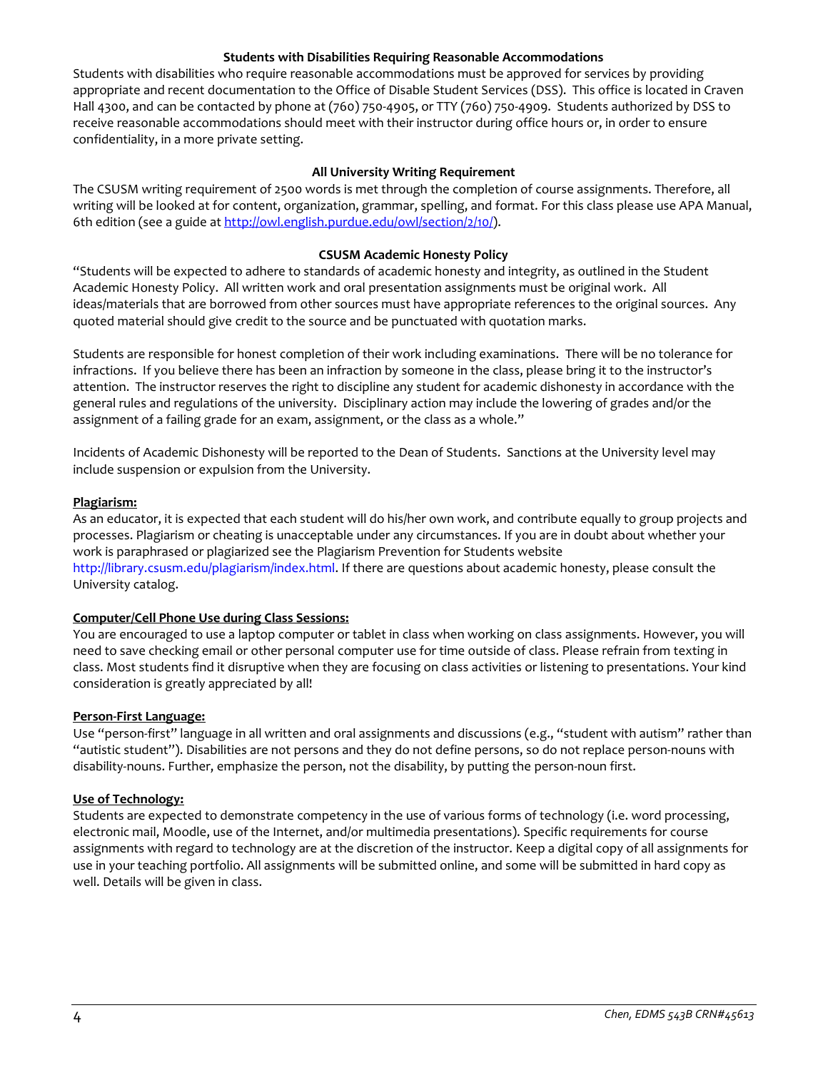## Students with Disabilities Requiring Reasonable Accommodations

Students with disabilities who require reasonable accommodations must be approved for services by providing appropriate and recent documentation to the Office of Disable Student Services (DSS). This office is located in Craven Hall 4300, and can be contacted by phone at (760) 750-4905, or TTY (760) 750-4909. Students authorized by DSS to receive reasonable accommodations should meet with their instructor during office hours or, in order to ensure confidentiality, in a more private setting.

## All University Writing Requirement

The CSUSM writing requirement of 2500 words is met through the completion of course assignments. Therefore, all writing will be looked at for content, organization, grammar, spelling, and format. For this class please use APA Manual, 6th edition (see a guide at http://owl.english.purdue.edu/owl/section/2/10/).

## CSUSM Academic Honesty Policy

"Students will be expected to adhere to standards of academic honesty and integrity, as outlined in the Student Academic Honesty Policy. All written work and oral presentation assignments must be original work. All ideas/materials that are borrowed from other sources must have appropriate references to the original sources. Any quoted material should give credit to the source and be punctuated with quotation marks.

Students are responsible for honest completion of their work including examinations. There will be no tolerance for infractions. If you believe there has been an infraction by someone in the class, please bring it to the instructor's attention. The instructor reserves the right to discipline any student for academic dishonesty in accordance with the general rules and regulations of the university. Disciplinary action may include the lowering of grades and/or the assignment of a failing grade for an exam, assignment, or the class as a whole."

Incidents of Academic Dishonesty will be reported to the Dean of Students. Sanctions at the University level may include suspension or expulsion from the University.

### Plagiarism:

As an educator, it is expected that each student will do his/her own work, and contribute equally to group projects and processes. Plagiarism or cheating is unacceptable under any circumstances. If you are in doubt about whether your work is paraphrased or plagiarized see the Plagiarism Prevention for Students website http://library.csusm.edu/plagiarism/index.html. If there are questions about academic honesty, please consult the University catalog.

### Computer/Cell Phone Use during Class Sessions:

You are encouraged to use a laptop computer or tablet in class when working on class assignments. However, you will need to save checking email or other personal computer use for time outside of class. Please refrain from texting in class. Most students find it disruptive when they are focusing on class activities or listening to presentations. Your kind consideration is greatly appreciated by all!

### Person-First Language:

Use "person-first" language in all written and oral assignments and discussions (e.g., "student with autism" rather than "autistic student"). Disabilities are not persons and they do not define persons, so do not replace person-nouns with disability-nouns. Further, emphasize the person, not the disability, by putting the person-noun first.

### Use of Technology:

Students are expected to demonstrate competency in the use of various forms of technology (i.e. word processing, electronic mail, Moodle, use of the Internet, and/or multimedia presentations). Specific requirements for course assignments with regard to technology are at the discretion of the instructor. Keep a digital copy of all assignments for use in your teaching portfolio. All assignments will be submitted online, and some will be submitted in hard copy as well. Details will be given in class.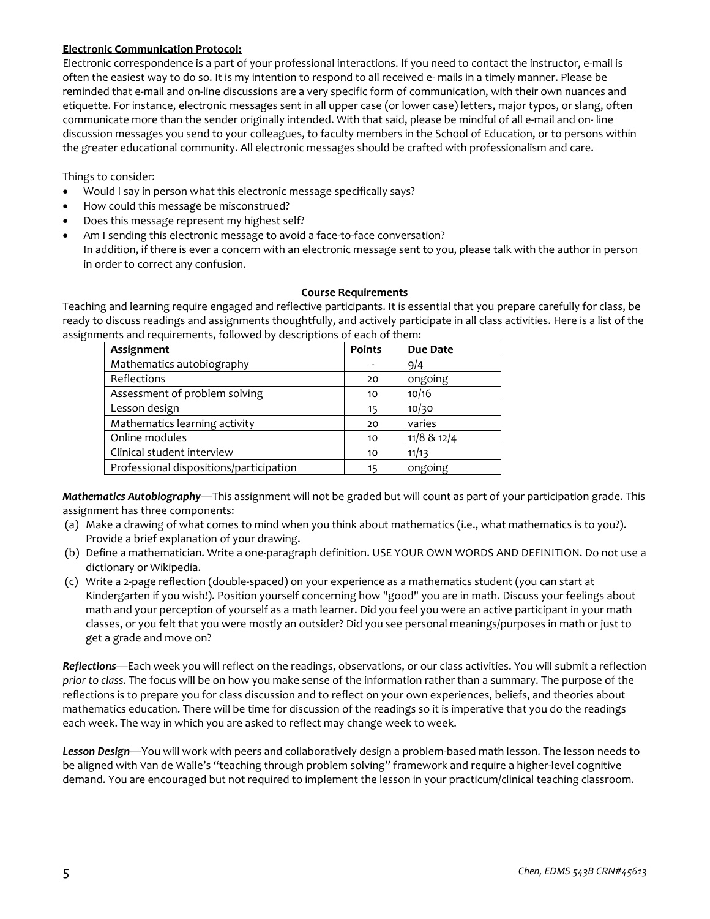**Electronic Communication Protocol:**

Electronic correspondence is a part of your professional interactions. If you need to contact the instructor, e-mail is often the easiest way to do so. It is my intention to respond to all received e- mails in a timely manner. Please be reminded that e-mail and on-line discussions are a very specific form of communication, with their own nuances and etiquette. For instance, electronic messages sent in all upper case (or lower case) letters, major typos, or slang, often communicate more than the sender originally intended. With that said, please be mindful of all e-mail and on- line discussion messages you send to your colleagues, to faculty members in the School of Education, or to persons within the greater educational community. All electronic messages should be crafted with professionalism and care.

Things to consider:

- Would I say in person what this electronic message specifically says?
- How could this message be misconstrued?
- Does this message represent my highest self?
- Am I sending this electronic message to avoid a face-to-face conversation?
  In addition, if there is ever a concern with an electronic message sent to you, please talk with the author in person in order to correct any confusion.

**Course Requirements**

Teaching and learning require engaged and reflective participants. It is essential that you prepare carefully for class, be ready to discuss readings and assignments thoughtfully, and actively participate in all class activities. Here is a list of the assignments and requirements, followed by descriptions of each of them:

| Assignment | Points | Due Date |
|---|---|---|
| Mathematics autobiography | - | 9/4 |
| Reflections | 20 | ongoing |
| Assessment of problem solving | 10 | 10/16 |
| Lesson design | 15 | 10/30 |
| Mathematics learning activity | 20 | varies |
| Online modules | 10 | 11/8 & 12/4 |
| Clinical student interview | 10 | 11/13 |
| Professional dispositions/participation | 15 | ongoing |

***Mathematics Autobiography***—This assignment will not be graded but will count as part of your participation grade. This assignment has three components:

(a) Make a drawing of what comes to mind when you think about mathematics (i.e., what mathematics is to you?). Provide a brief explanation of your drawing.

(b) Define a mathematician. Write a one-paragraph definition. USE YOUR OWN WORDS AND DEFINITION. Do not use a dictionary or Wikipedia.

(c) Write a 2-page reflection (double-spaced) on your experience as a mathematics student (you can start at Kindergarten if you wish!). Position yourself concerning how "good" you are in math. Discuss your feelings about math and your perception of yourself as a math learner. Did you feel you were an active participant in your math classes, or you felt that you were mostly an outsider? Did you see personal meanings/purposes in math or just to get a grade and move on?

***Reflections***—Each week you will reflect on the readings, observations, or our class activities. You will submit a reflection *prior to class*. The focus will be on how you make sense of the information rather than a summary. The purpose of the reflections is to prepare you for class discussion and to reflect on your own experiences, beliefs, and theories about mathematics education. There will be time for discussion of the readings so it is imperative that you do the readings each week. The way in which you are asked to reflect may change week to week.

***Lesson Design***—You will work with peers and collaboratively design a problem-based math lesson. The lesson needs to be aligned with Van de Walle's "teaching through problem solving" framework and require a higher-level cognitive demand. You are encouraged but not required to implement the lesson in your practicum/clinical teaching classroom.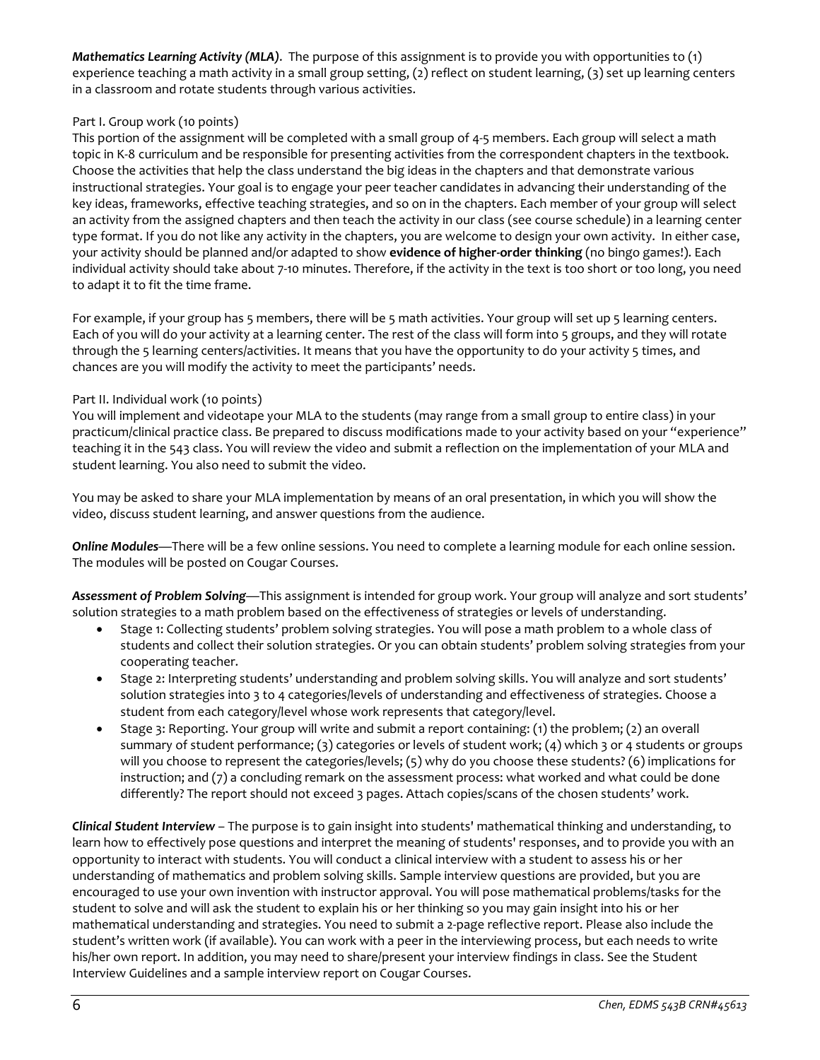***Mathematics Learning Activity (MLA)***. The purpose of this assignment is to provide you with opportunities to (1) experience teaching a math activity in a small group setting, (2) reflect on student learning, (3) set up learning centers in a classroom and rotate students through various activities.

Part I. Group work (10 points)
This portion of the assignment will be completed with a small group of 4-5 members. Each group will select a math topic in K-8 curriculum and be responsible for presenting activities from the correspondent chapters in the textbook. Choose the activities that help the class understand the big ideas in the chapters and that demonstrate various instructional strategies. Your goal is to engage your peer teacher candidates in advancing their understanding of the key ideas, frameworks, effective teaching strategies, and so on in the chapters. Each member of your group will select an activity from the assigned chapters and then teach the activity in our class (see course schedule) in a learning center type format. If you do not like any activity in the chapters, you are welcome to design your own activity. In either case, your activity should be planned and/or adapted to show **evidence of higher-order thinking** (no bingo games!). Each individual activity should take about 7-10 minutes. Therefore, if the activity in the text is too short or too long, you need to adapt it to fit the time frame.

For example, if your group has 5 members, there will be 5 math activities. Your group will set up 5 learning centers. Each of you will do your activity at a learning center. The rest of the class will form into 5 groups, and they will rotate through the 5 learning centers/activities. It means that you have the opportunity to do your activity 5 times, and chances are you will modify the activity to meet the participants' needs.

Part II. Individual work (10 points)
You will implement and videotape your MLA to the students (may range from a small group to entire class) in your practicum/clinical practice class. Be prepared to discuss modifications made to your activity based on your "experience" teaching it in the 543 class. You will review the video and submit a reflection on the implementation of your MLA and student learning. You also need to submit the video.

You may be asked to share your MLA implementation by means of an oral presentation, in which you will show the video, discuss student learning, and answer questions from the audience.

***Online Modules***—There will be a few online sessions. You need to complete a learning module for each online session. The modules will be posted on Cougar Courses.

***Assessment of Problem Solving***—This assignment is intended for group work. Your group will analyze and sort students' solution strategies to a math problem based on the effectiveness of strategies or levels of understanding.

- Stage 1: Collecting students' problem solving strategies. You will pose a math problem to a whole class of students and collect their solution strategies. Or you can obtain students' problem solving strategies from your cooperating teacher.
- Stage 2: Interpreting students' understanding and problem solving skills. You will analyze and sort students' solution strategies into 3 to 4 categories/levels of understanding and effectiveness of strategies. Choose a student from each category/level whose work represents that category/level.
- Stage 3: Reporting. Your group will write and submit a report containing: (1) the problem; (2) an overall summary of student performance; (3) categories or levels of student work; (4) which 3 or 4 students or groups will you choose to represent the categories/levels; (5) why do you choose these students? (6) implications for instruction; and (7) a concluding remark on the assessment process: what worked and what could be done differently? The report should not exceed 3 pages. Attach copies/scans of the chosen students' work.

***Clinical Student Interview*** – The purpose is to gain insight into students' mathematical thinking and understanding, to learn how to effectively pose questions and interpret the meaning of students' responses, and to provide you with an opportunity to interact with students. You will conduct a clinical interview with a student to assess his or her understanding of mathematics and problem solving skills. Sample interview questions are provided, but you are encouraged to use your own invention with instructor approval. You will pose mathematical problems/tasks for the student to solve and will ask the student to explain his or her thinking so you may gain insight into his or her mathematical understanding and strategies. You need to submit a 2-page reflective report. Please also include the student's written work (if available). You can work with a peer in the interviewing process, but each needs to write his/her own report. In addition, you may need to share/present your interview findings in class. See the Student Interview Guidelines and a sample interview report on Cougar Courses.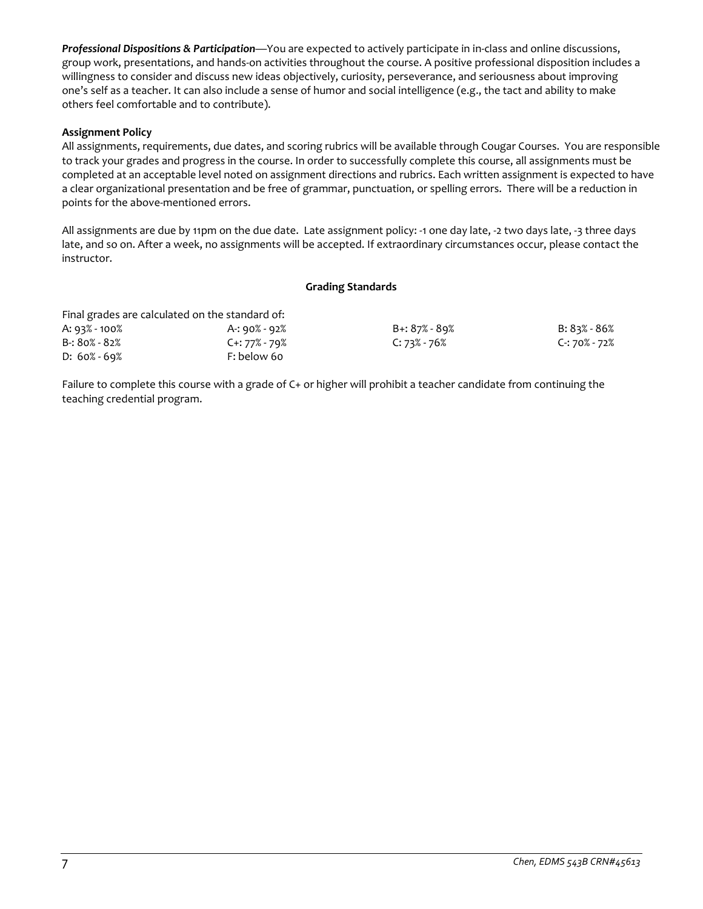***Professional Dispositions & Participation***—You are expected to actively participate in in-class and online discussions, group work, presentations, and hands-on activities throughout the course. A positive professional disposition includes a willingness to consider and discuss new ideas objectively, curiosity, perseverance, and seriousness about improving one's self as a teacher. It can also include a sense of humor and social intelligence (e.g., the tact and ability to make others feel comfortable and to contribute).

**Assignment Policy**

All assignments, requirements, due dates, and scoring rubrics will be available through Cougar Courses. You are responsible to track your grades and progress in the course. In order to successfully complete this course, all assignments must be completed at an acceptable level noted on assignment directions and rubrics. Each written assignment is expected to have a clear organizational presentation and be free of grammar, punctuation, or spelling errors. There will be a reduction in points for the above-mentioned errors.

All assignments are due by 11pm on the due date. Late assignment policy: -1 one day late, -2 two days late, -3 three days late, and so on. After a week, no assignments will be accepted. If extraordinary circumstances occur, please contact the instructor.

**Grading Standards**

Final grades are calculated on the standard of:

| | | | |
|---|---|---|---|
| A: 93% - 100% | A-: 90% - 92% | B+: 87% - 89% | B: 83% - 86% |
| B-: 80% - 82% | C+: 77% - 79% | C: 73% - 76% | C-: 70% - 72% |
| D: 60% - 69% | F: below 60 | | |

Failure to complete this course with a grade of C+ or higher will prohibit a teacher candidate from continuing the teaching credential program.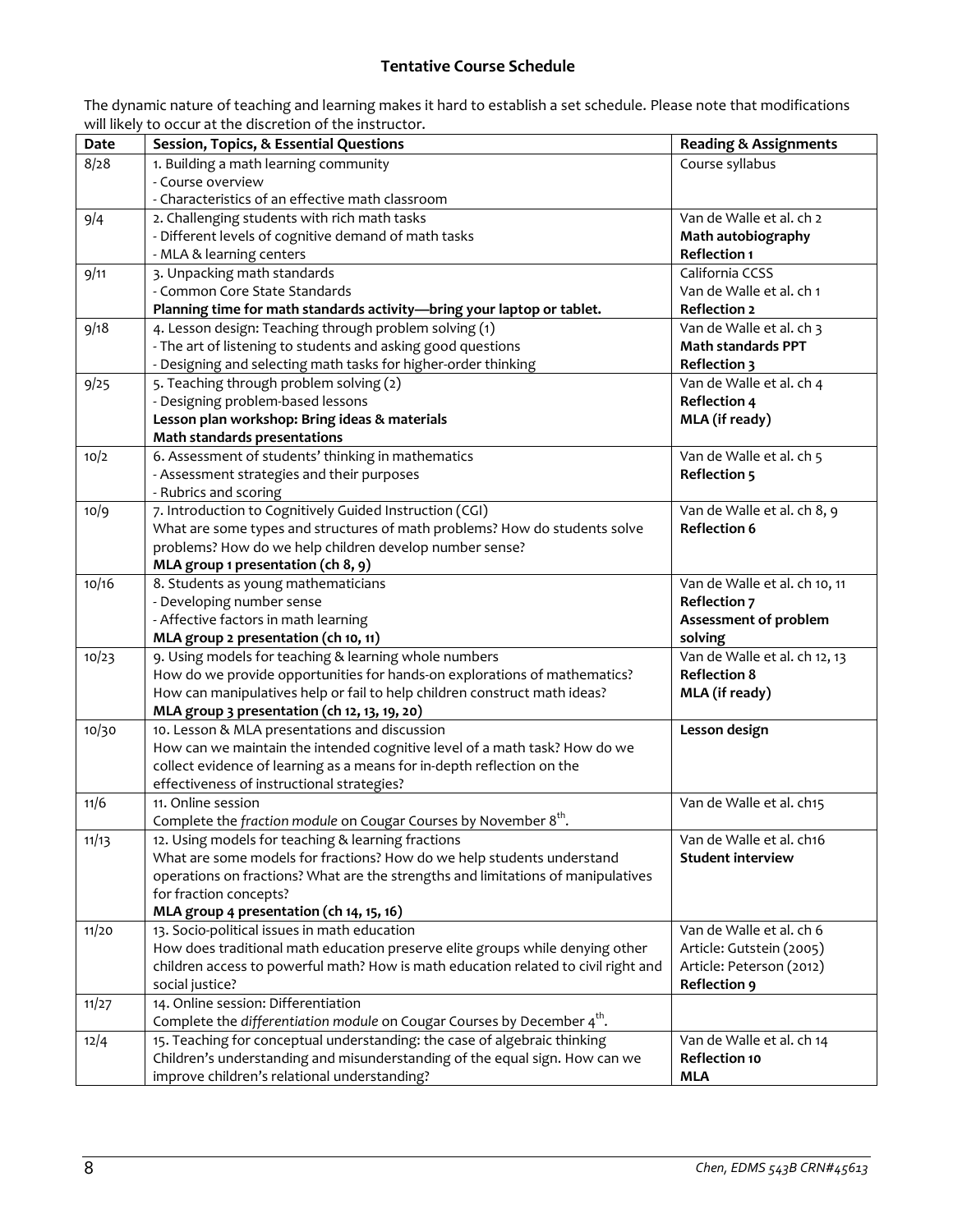### Tentative Course Schedule

The dynamic nature of teaching and learning makes it hard to establish a set schedule. Please note that modifications will likely to occur at the discretion of the instructor.

| Date | Session, Topics, & Essential Questions | Reading & Assignments |
|---|---|---|
| 8/28 | 1. Building a math learning community<br>- Course overview<br>- Characteristics of an effective math classroom | Course syllabus |
| 9/4 | 2. Challenging students with rich math tasks<br>- Different levels of cognitive demand of math tasks<br>- MLA & learning centers | Van de Walle et al. ch 2<br>**Math autobiography**<br>**Reflection 1** |
| 9/11 | 3. Unpacking math standards<br>- Common Core State Standards<br>**Planning time for math standards activity—bring your laptop or tablet.** | California CCSS<br>Van de Walle et al. ch 1<br>**Reflection 2** |
| 9/18 | 4. Lesson design: Teaching through problem solving (1)<br>- The art of listening to students and asking good questions<br>- Designing and selecting math tasks for higher-order thinking | Van de Walle et al. ch 3<br>**Math standards PPT**<br>**Reflection 3** |
| 9/25 | 5. Teaching through problem solving (2)<br>- Designing problem-based lessons<br>**Lesson plan workshop: Bring ideas & materials**<br>**Math standards presentations** | Van de Walle et al. ch 4<br>**Reflection 4**<br>**MLA (if ready)** |
| 10/2 | 6. Assessment of students' thinking in mathematics<br>- Assessment strategies and their purposes<br>- Rubrics and scoring | Van de Walle et al. ch 5<br>**Reflection 5** |
| 10/9 | 7. Introduction to Cognitively Guided Instruction (CGI)<br>What are some types and structures of math problems? How do students solve problems? How do we help children develop number sense?<br>**MLA group 1 presentation (ch 8, 9)** | Van de Walle et al. ch 8, 9<br>**Reflection 6** |
| 10/16 | 8. Students as young mathematicians<br>- Developing number sense<br>- Affective factors in math learning<br>**MLA group 2 presentation (ch 10, 11)** | Van de Walle et al. ch 10, 11<br>**Reflection 7**<br>**Assessment of problem solving** |
| 10/23 | 9. Using models for teaching & learning whole numbers<br>How do we provide opportunities for hands-on explorations of mathematics? How can manipulatives help or fail to help children construct math ideas?<br>**MLA group 3 presentation (ch 12, 13, 19, 20)** | Van de Walle et al. ch 12, 13<br>**Reflection 8**<br>**MLA (if ready)** |
| 10/30 | 10. Lesson & MLA presentations and discussion<br>How can we maintain the intended cognitive level of a math task? How do we collect evidence of learning as a means for in-depth reflection on the effectiveness of instructional strategies? | **Lesson design** |
| 11/6 | 11. Online session<br>Complete the *fraction module* on Cougar Courses by November 8th. | Van de Walle et al. ch15 |
| 11/13 | 12. Using models for teaching & learning fractions<br>What are some models for fractions? How do we help students understand operations on fractions? What are the strengths and limitations of manipulatives for fraction concepts?<br>**MLA group 4 presentation (ch 14, 15, 16)** | Van de Walle et al. ch16<br>**Student interview** |
| 11/20 | 13. Socio-political issues in math education<br>How does traditional math education preserve elite groups while denying other children access to powerful math? How is math education related to civil right and social justice? | Van de Walle et al. ch 6<br>Article: Gutstein (2005)<br>Article: Peterson (2012)<br>**Reflection 9** |
| 11/27 | 14. Online session: Differentiation<br>Complete the *differentiation module* on Cougar Courses by December 4th. | |
| 12/4 | 15. Teaching for conceptual understanding: the case of algebraic thinking<br>Children's understanding and misunderstanding of the equal sign. How can we improve children's relational understanding? | Van de Walle et al. ch 14<br>**Reflection 10**<br>**MLA** |